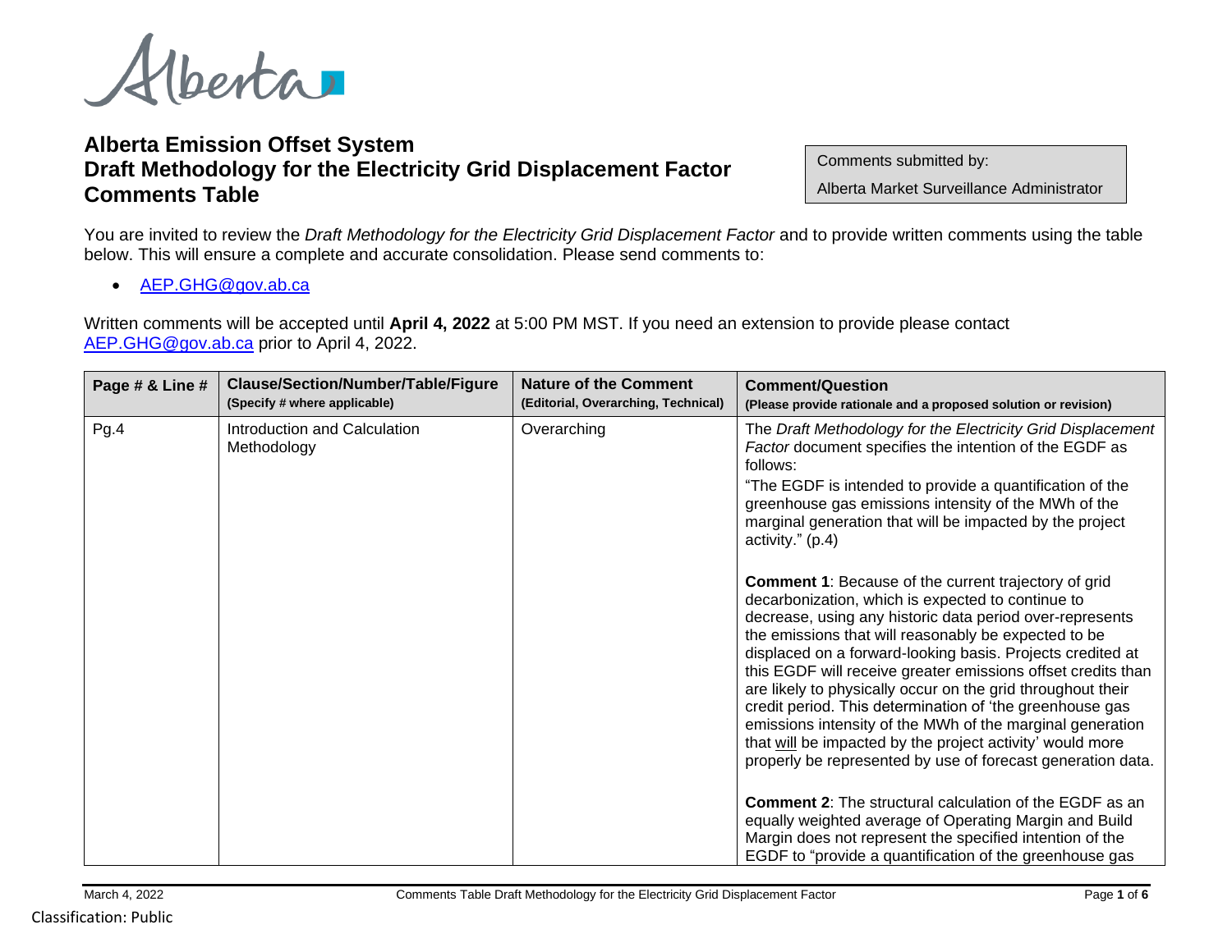Alberta

# Alberta Emission Offset System
# Draft Methodology for the Electricity Grid Displacement Factor
# Comments Table

Comments submitted by:

Alberta Market Surveillance Administrator

You are invited to review the *Draft Methodology for the Electricity Grid Displacement Factor* and to provide written comments using the table below. This will ensure a complete and accurate consolidation. Please send comments to:

- AEP.GHG@gov.ab.ca

Written comments will be accepted until **April 4, 2022** at 5:00 PM MST. If you need an extension to provide please contact AEP.GHG@gov.ab.ca prior to April 4, 2022.

| Page # & Line # | Clause/Section/Number/Table/Figure (Specify # where applicable) | Nature of the Comment (Editorial, Overarching, Technical) | Comment/Question (Please provide rationale and a proposed solution or revision) |
|---|---|---|---|
| Pg.4 | Introduction and Calculation Methodology | Overarching | The *Draft Methodology for the Electricity Grid Displacement Factor* document specifies the intention of the EGDF as follows:<br>"The EGDF is intended to provide a quantification of the greenhouse gas emissions intensity of the MWh of the marginal generation that will be impacted by the project activity." (p.4)<br><br>**Comment 1**: Because of the current trajectory of grid decarbonization, which is expected to continue to decrease, using any historic data period over-represents the emissions that will reasonably be expected to be displaced on a forward-looking basis. Projects credited at this EGDF will receive greater emissions offset credits than are likely to physically occur on the grid throughout their credit period. This determination of 'the greenhouse gas emissions intensity of the MWh of the marginal generation that will be impacted by the project activity' would more properly be represented by use of forecast generation data.<br><br>**Comment 2**: The structural calculation of the EGDF as an equally weighted average of Operating Margin and Build Margin does not represent the specified intention of the EGDF to "provide a quantification of the greenhouse gas |

March 4, 2022 Comments Table Draft Methodology for the Electricity Grid Displacement Factor

Classification: Public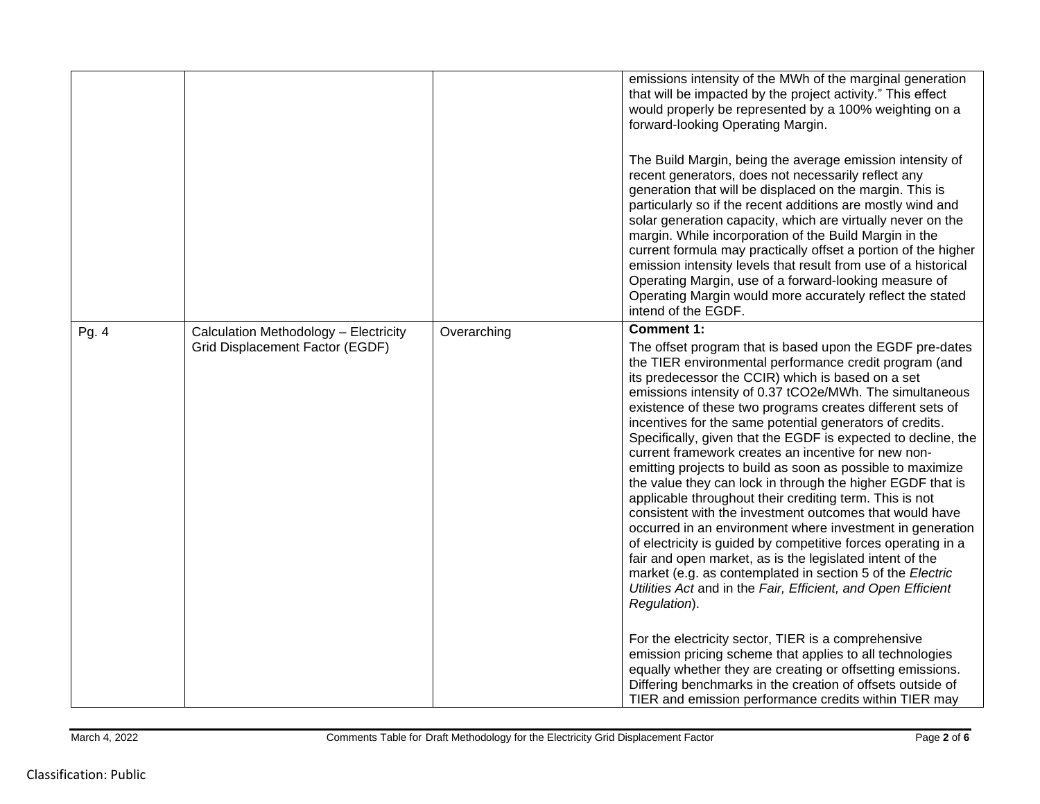| | | | |
|---|---|---|---|
| | | | emissions intensity of the MWh of the marginal generation that will be impacted by the project activity." This effect would properly be represented by a 100% weighting on a forward-looking Operating Margin.<br><br>The Build Margin, being the average emission intensity of recent generators, does not necessarily reflect any generation that will be displaced on the margin. This is particularly so if the recent additions are mostly wind and solar generation capacity, which are virtually never on the margin. While incorporation of the Build Margin in the current formula may practically offset a portion of the higher emission intensity levels that result from use of a historical Operating Margin, use of a forward-looking measure of Operating Margin would more accurately reflect the stated intend of the EGDF. |
| Pg. 4 | Calculation Methodology – Electricity Grid Displacement Factor (EGDF) | Overarching | **Comment 1:**<br>The offset program that is based upon the EGDF pre-dates the TIER environmental performance credit program (and its predecessor the CCIR) which is based on a set emissions intensity of 0.37 $tCO_2e/MWh$. The simultaneous existence of these two programs creates different sets of incentives for the same potential generators of credits. Specifically, given that the EGDF is expected to decline, the current framework creates an incentive for new non-emitting projects to build as soon as possible to maximize the value they can lock in through the higher EGDF that is applicable throughout their crediting term. This is not consistent with the investment outcomes that would have occurred in an environment where investment in generation of electricity is guided by competitive forces operating in a fair and open market, as is the legislated intent of the market (e.g. as contemplated in section 5 of the *Electric Utilities Act* and in the *Fair, Efficient, and Open Efficient Regulation*).<br><br>For the electricity sector, TIER is a comprehensive emission pricing scheme that applies to all technologies equally whether they are creating or offsetting emissions. Differing benchmarks in the creation of offsets outside of TIER and emission performance credits within TIER may |

Classification: Public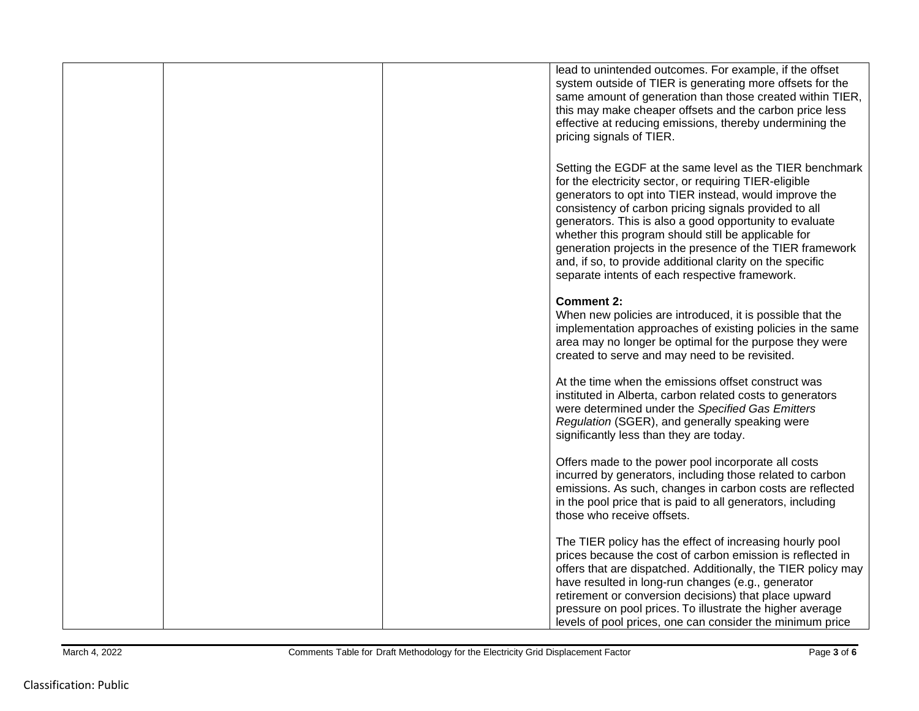| | | | |
|---|---|---|---|
| | | | lead to unintended outcomes. For example, if the offset system outside of TIER is generating more offsets for the same amount of generation than those created within TIER, this may make cheaper offsets and the carbon price less effective at reducing emissions, thereby undermining the pricing signals of TIER.<br><br>Setting the EGDF at the same level as the TIER benchmark for the electricity sector, or requiring TIER-eligible generators to opt into TIER instead, would improve the consistency of carbon pricing signals provided to all generators. This is also a good opportunity to evaluate whether this program should still be applicable for generation projects in the presence of the TIER framework and, if so, to provide additional clarity on the specific separate intents of each respective framework.<br><br>**Comment 2:**<br>When new policies are introduced, it is possible that the implementation approaches of existing policies in the same area may no longer be optimal for the purpose they were created to serve and may need to be revisited.<br><br>At the time when the emissions offset construct was instituted in Alberta, carbon related costs to generators were determined under the *Specified Gas Emitters Regulation* (SGER), and generally speaking were significantly less than they are today.<br><br>Offers made to the power pool incorporate all costs incurred by generators, including those related to carbon emissions. As such, changes in carbon costs are reflected in the pool price that is paid to all generators, including those who receive offsets.<br><br>The TIER policy has the effect of increasing hourly pool prices because the cost of carbon emission is reflected in offers that are dispatched. Additionally, the TIER policy may have resulted in long-run changes (e.g., generator retirement or conversion decisions) that place upward pressure on pool prices. To illustrate the higher average levels of pool prices, one can consider the minimum price |

March 4, 2022 Comments Table for Draft Methodology for the Electricity Grid Displacement Factor

Classification: Public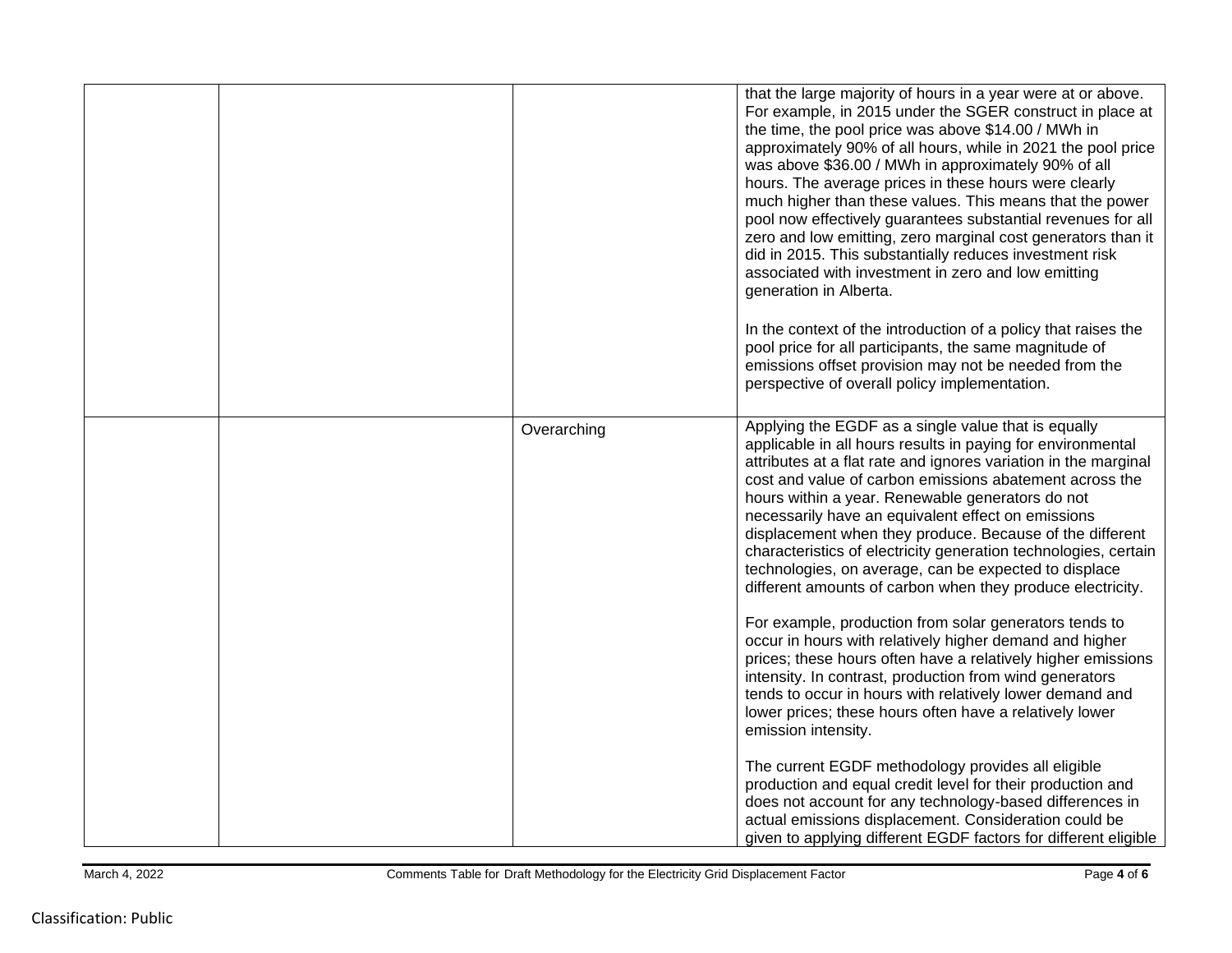| | | | |
|---|---|---|---|
| | | | that the large majority of hours in a year were at or above. For example, in 2015 under the SGER construct in place at the time, the pool price was above \$14.00 / MWh in approximately 90% of all hours, while in 2021 the pool price was above \$36.00 / MWh in approximately 90% of all hours. The average prices in these hours were clearly much higher than these values. This means that the power pool now effectively guarantees substantial revenues for all zero and low emitting, zero marginal cost generators than it did in 2015. This substantially reduces investment risk associated with investment in zero and low emitting generation in Alberta.<br><br>In the context of the introduction of a policy that raises the pool price for all participants, the same magnitude of emissions offset provision may not be needed from the perspective of overall policy implementation. |
| | | Overarching | Applying the EGDF as a single value that is equally applicable in all hours results in paying for environmental attributes at a flat rate and ignores variation in the marginal cost and value of carbon emissions abatement across the hours within a year. Renewable generators do not necessarily have an equivalent effect on emissions displacement when they produce. Because of the different characteristics of electricity generation technologies, certain technologies, on average, can be expected to displace different amounts of carbon when they produce electricity.<br><br>For example, production from solar generators tends to occur in hours with relatively higher demand and higher prices; these hours often have a relatively higher emissions intensity. In contrast, production from wind generators tends to occur in hours with relatively lower demand and lower prices; these hours often have a relatively lower emission intensity.<br><br>The current EGDF methodology provides all eligible production and equal credit level for their production and does not account for any technology-based differences in actual emissions displacement. Consideration could be given to applying different EGDF factors for different eligible |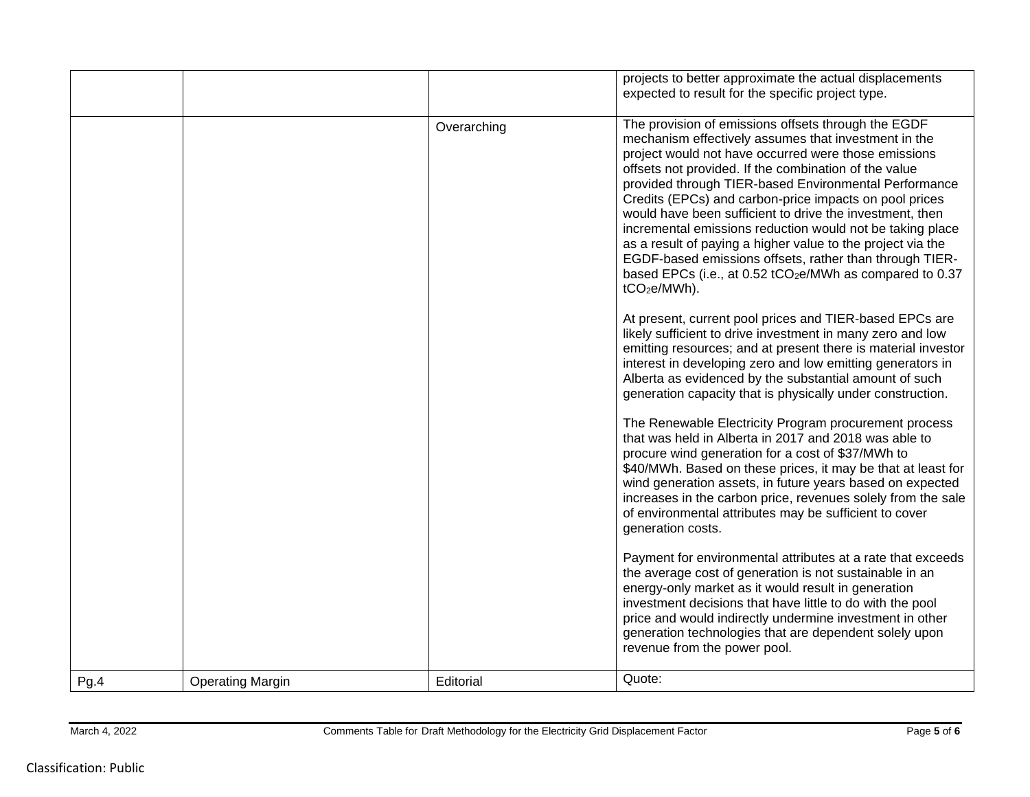| | | | |
|---|---|---|---|
| | | | projects to better approximate the actual displacements expected to result for the specific project type. |
| | | Overarching | The provision of emissions offsets through the EGDF mechanism effectively assumes that investment in the project would not have occurred were those emissions offsets not provided. If the combination of the value provided through TIER-based Environmental Performance Credits (EPCs) and carbon-price impacts on pool prices would have been sufficient to drive the investment, then incremental emissions reduction would not be taking place as a result of paying a higher value to the project via the EGDF-based emissions offsets, rather than through TIER-based EPCs (i.e., at 0.52 $tCO_2e/MWh$ as compared to 0.37 $tCO_2e/MWh$).<br><br>At present, current pool prices and TIER-based EPCs are likely sufficient to drive investment in many zero and low emitting resources; and at present there is material investor interest in developing zero and low emitting generators in Alberta as evidenced by the substantial amount of such generation capacity that is physically under construction.<br><br>The Renewable Electricity Program procurement process that was held in Alberta in 2017 and 2018 was able to procure wind generation for a cost of \$37/MWh to \$40/MWh. Based on these prices, it may be that at least for wind generation assets, in future years based on expected increases in the carbon price, revenues solely from the sale of environmental attributes may be sufficient to cover generation costs.<br><br>Payment for environmental attributes at a rate that exceeds the average cost of generation is not sustainable in an energy-only market as it would result in generation investment decisions that have little to do with the pool price and would indirectly undermine investment in other generation technologies that are dependent solely upon revenue from the power pool. |
| Pg.4 | Operating Margin | Editorial | Quote: |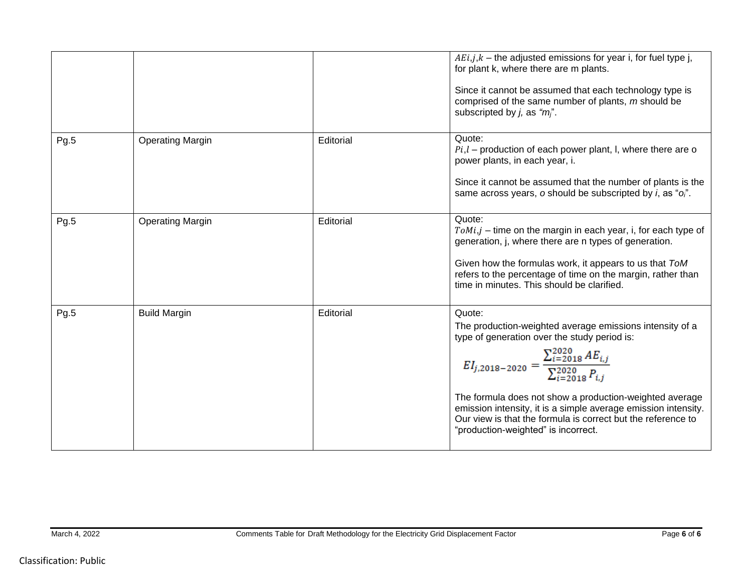| | | | |
|---|---|---|---|
| | | | $AE_{i,j,k}$ – the adjusted emissions for year i, for fuel type j, for plant k, where there are m plants.<br><br>Since it cannot be assumed that each technology type is comprised of the same number of plants, *m* should be subscripted by *j,* as *"$m_j$"*. |
| Pg.5 | Operating Margin | Editorial | Quote:<br>$P_{i,l}$ – production of each power plant, l, where there are o power plants, in each year, i.<br><br>Since it cannot be assumed that the number of plants is the same across years, *o* should be subscripted by *i*, as "$o_i$". |
| Pg.5 | Operating Margin | Editorial | Quote:<br>$ToM_{i,j}$ – time on the margin in each year, i, for each type of generation, j, where there are n types of generation.<br><br>Given how the formulas work, it appears to us that *ToM* refers to the percentage of time on the margin, rather than time in minutes. This should be clarified. |
| Pg.5 | Build Margin | Editorial | Quote:<br>The production-weighted average emissions intensity of a type of generation over the study period is:<br><br>$EI_{j,2018-2020} = \frac{\sum_{i=2018}^{2020} AE_{i,j}}{\sum_{i=2018}^{2020} P_{i,j}}$<br><br>The formula does not show a production-weighted average emission intensity, it is a simple average emission intensity. Our view is that the formula is correct but the reference to "production-weighted" is incorrect. |

Classification: Public